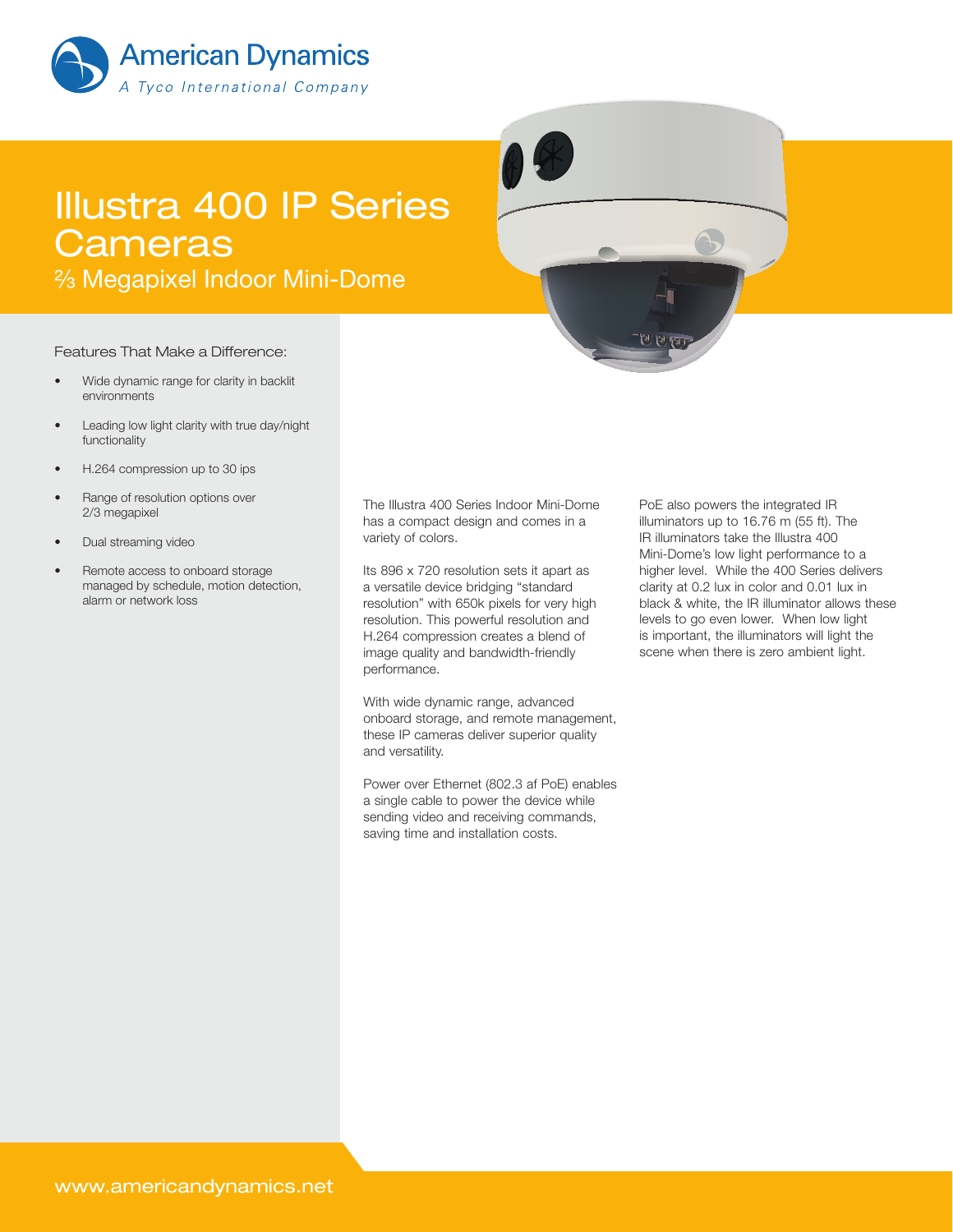American Dynamics

*A Tyco International Company*

# Illustra 400 IP Series Cameras

## ⅔ Megapixel Indoor Mini-Dome

Features That Make a Difference:

- Wide dynamic range for clarity in backlit environments
- Leading low light clarity with true day/night functionality
- H.264 compression up to 30 ips
- Range of resolution options over 2/3 megapixel
- Dual streaming video
- Remote access to onboard storage managed by schedule, motion detection, alarm or network loss

The Illustra 400 Series Indoor Mini-Dome has a compact design and comes in a variety of colors.

Its 896 x 720 resolution sets it apart as a versatile device bridging "standard resolution" with 650k pixels for very high resolution. This powerful resolution and H.264 compression creates a blend of image quality and bandwidth-friendly performance.

With wide dynamic range, advanced onboard storage, and remote management, these IP cameras deliver superior quality and versatility.

Power over Ethernet (802.3 af PoE) enables a single cable to power the device while sending video and receiving commands, saving time and installation costs.

PoE also powers the integrated IR illuminators up to 16.76 m (55 ft). The IR illuminators take the Illustra 400 Mini-Dome's low light performance to a higher level. While the 400 Series delivers clarity at 0.2 lux in color and 0.01 lux in black & white, the IR illuminator allows these levels to go even lower. When low light is important, the illuminators will light the scene when there is zero ambient light.

www.americandynamics.net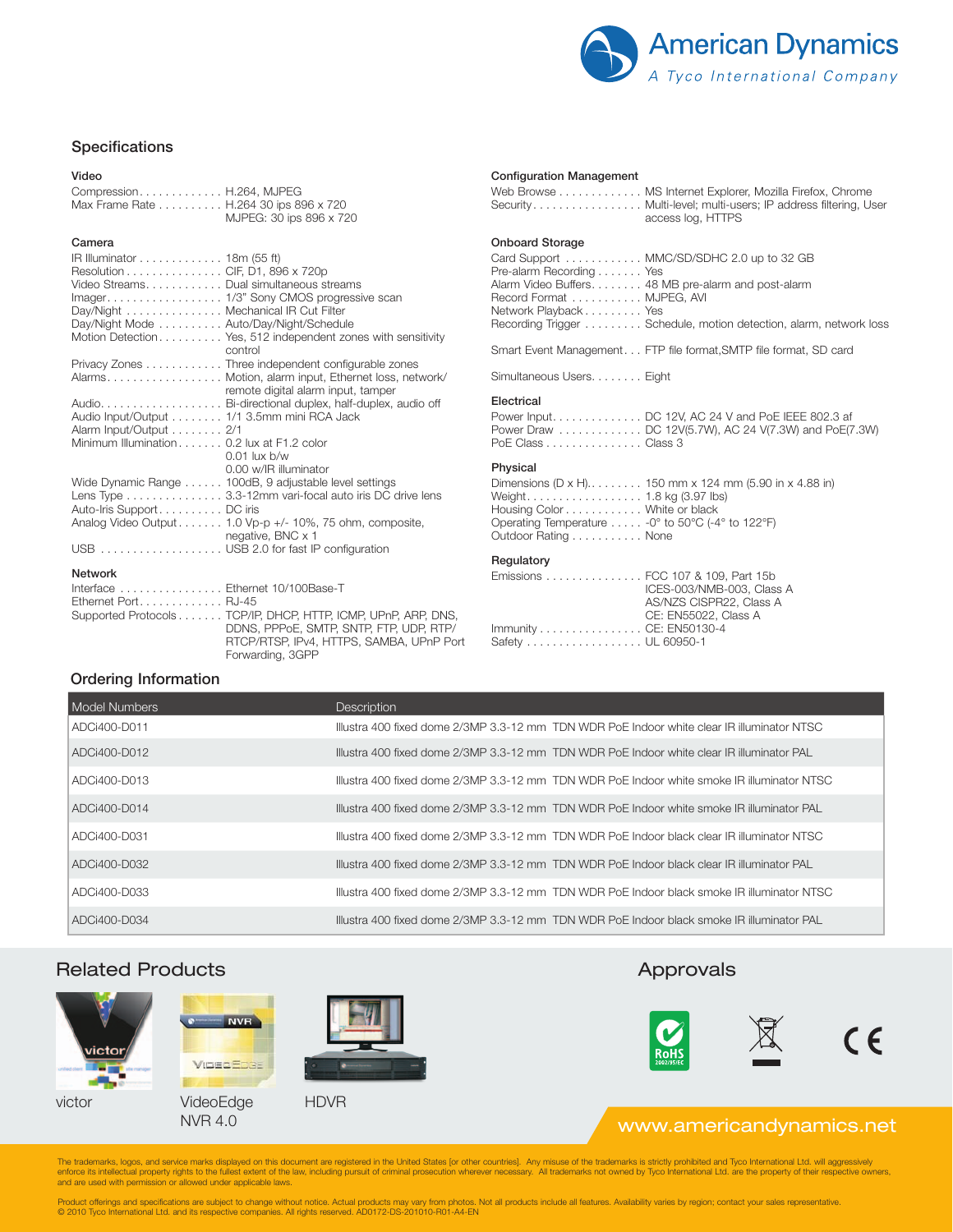American Dynamics
A Tyco International Company

# Specifications

### Video

Compression: H.264, MJPEG
Max Frame Rate: H.264 30 ips 896 x 720
MJPEG: 30 ips 896 x 720

### Camera

IR Illuminator: 18m (55 ft)
Resolution: CIF, D1, 896 x 720p
Video Streams: Dual simultaneous streams
Imager: 1/3" Sony CMOS progressive scan
Day/Night: Mechanical IR Cut Filter
Day/Night Mode: Auto/Day/Night/Schedule
Motion Detection: Yes, 512 independent zones with sensitivity control
Privacy Zones: Three independent configurable zones
Alarms: Motion, alarm input, Ethernet loss, network/ remote digital alarm input, tamper
Audio: Bi-directional duplex, half-duplex, audio off
Audio Input/Output: 1/1 3.5mm mini RCA Jack
Alarm Input/Output: 2/1
Minimum Illumination: 0.2 lux at F1.2 color
0.01 lux b/w
0.00 w/IR illuminator
Wide Dynamic Range: 100dB, 9 adjustable level settings
Lens Type: 3.3-12mm vari-focal auto iris DC drive lens
Auto-Iris Support: DC iris
Analog Video Output: 1.0 Vp-p +/- 10%, 75 ohm, composite, negative, BNC x 1
USB: USB 2.0 for fast IP configuration

### Network

Interface: Ethernet 10/100Base-T
Ethernet Port: RJ-45
Supported Protocols: TCP/IP, DHCP, HTTP, ICMP, UPnP, ARP, DNS, DDNS, PPPoE, SMTP, SNTP, FTP, UDP, RTP/ RTCP/RTSP, IPv4, HTTPS, SAMBA, UPnP Port Forwarding, 3GPP

### Configuration Management

Web Browse: MS Internet Explorer, Mozilla Firefox, Chrome
Security: Multi-level; multi-users; IP address filtering, User access log, HTTPS

### Onboard Storage

Card Support: MMC/SD/SDHC 2.0 up to 32 GB
Pre-alarm Recording: Yes
Alarm Video Buffers: 48 MB pre-alarm and post-alarm
Record Format: MJPEG, AVI
Network Playback: Yes
Recording Trigger: Schedule, motion detection, alarm, network loss

Smart Event Management: FTP file format,SMTP file format, SD card

Simultaneous Users: Eight

### Electrical

Power Input: DC 12V, AC 24 V and PoE IEEE 802.3 af
Power Draw: DC 12V(5.7W), AC 24 V(7.3W) and PoE(7.3W)
PoE Class: Class 3

### Physical

Dimensions (D x H): 150 mm x 124 mm (5.90 in x 4.88 in)
Weight: 1.8 kg (3.97 lbs)
Housing Color: White or black
Operating Temperature: -0° to 50°C (-4° to 122°F)
Outdoor Rating: None

### Regulatory

Emissions: FCC 107 & 109, Part 15b
ICES-003/NMB-003, Class A
AS/NZS CISPR22, Class A
CE: EN55022, Class A
Immunity: CE: EN50130-4
Safety: UL 60950-1

## Ordering Information

| Model Numbers | Description |
|---|---|
| ADCi400-D011 | Illustra 400 fixed dome 2/3MP 3.3-12 mm TDN WDR PoE Indoor white clear IR illuminator NTSC |
| ADCi400-D012 | Illustra 400 fixed dome 2/3MP 3.3-12 mm TDN WDR PoE Indoor white clear IR illuminator PAL |
| ADCi400-D013 | Illustra 400 fixed dome 2/3MP 3.3-12 mm TDN WDR PoE Indoor white smoke IR illuminator NTSC |
| ADCi400-D014 | Illustra 400 fixed dome 2/3MP 3.3-12 mm TDN WDR PoE Indoor white smoke IR illuminator PAL |
| ADCi400-D031 | Illustra 400 fixed dome 2/3MP 3.3-12 mm TDN WDR PoE Indoor black clear IR illuminator NTSC |
| ADCi400-D032 | Illustra 400 fixed dome 2/3MP 3.3-12 mm TDN WDR PoE Indoor black clear IR illuminator PAL |
| ADCi400-D033 | Illustra 400 fixed dome 2/3MP 3.3-12 mm TDN WDR PoE Indoor black smoke IR illuminator NTSC |
| ADCi400-D034 | Illustra 400 fixed dome 2/3MP 3.3-12 mm TDN WDR PoE Indoor black smoke IR illuminator PAL |

## Related Products

victor

VideoEdge NVR 4.0

HDVR

## Approvals

www.americandynamics.net

The trademarks, logos, and service marks displayed on this document are registered in the United States [or other countries]. Any misuse of the trademarks is strictly prohibited and Tyco International Ltd. will aggressively enforce its intellectual property rights to the fullest extent of the law, including pursuit of criminal prosecution wherever necessary. All trademarks not owned by Tyco International Ltd. are the property of their respective owners, and are used with permission or allowed under applicable laws.

Product offerings and specifications are subject to change without notice. Actual products may vary from photos. Not all products include all features. Availability varies by region; contact your sales representative.
© 2010 Tyco International Ltd. and its respective companies. All rights reserved. AD0172-DS-201010-R01-A4-EN